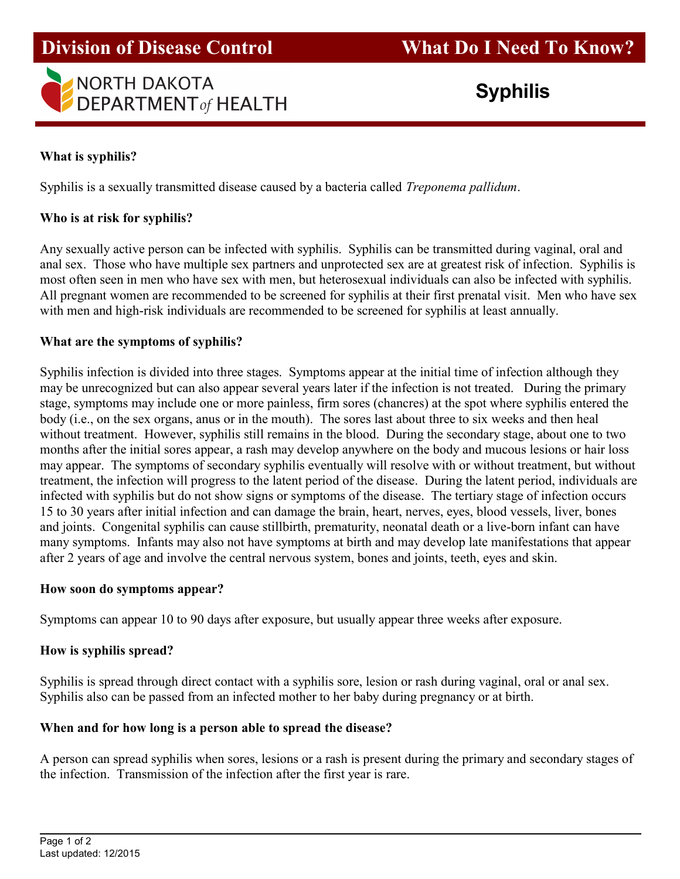# Division of Disease Control — What Do I Need To Know?

NORTH DAKOTA DEPARTMENT *of* HEALTH

## Syphilis

**What is syphilis?**

Syphilis is a sexually transmitted disease caused by a bacteria called *Treponema pallidum*.

**Who is at risk for syphilis?**

Any sexually active person can be infected with syphilis. Syphilis can be transmitted during vaginal, oral and anal sex. Those who have multiple sex partners and unprotected sex are at greatest risk of infection. Syphilis is most often seen in men who have sex with men, but heterosexual individuals can also be infected with syphilis. All pregnant women are recommended to be screened for syphilis at their first prenatal visit. Men who have sex with men and high-risk individuals are recommended to be screened for syphilis at least annually.

**What are the symptoms of syphilis?**

Syphilis infection is divided into three stages. Symptoms appear at the initial time of infection although they may be unrecognized but can also appear several years later if the infection is not treated. During the primary stage, symptoms may include one or more painless, firm sores (chancres) at the spot where syphilis entered the body (i.e., on the sex organs, anus or in the mouth). The sores last about three to six weeks and then heal without treatment. However, syphilis still remains in the blood. During the secondary stage, about one to two months after the initial sores appear, a rash may develop anywhere on the body and mucous lesions or hair loss may appear. The symptoms of secondary syphilis eventually will resolve with or without treatment, but without treatment, the infection will progress to the latent period of the disease. During the latent period, individuals are infected with syphilis but do not show signs or symptoms of the disease. The tertiary stage of infection occurs 15 to 30 years after initial infection and can damage the brain, heart, nerves, eyes, blood vessels, liver, bones and joints. Congenital syphilis can cause stillbirth, prematurity, neonatal death or a live-born infant can have many symptoms. Infants may also not have symptoms at birth and may develop late manifestations that appear after 2 years of age and involve the central nervous system, bones and joints, teeth, eyes and skin.

**How soon do symptoms appear?**

Symptoms can appear 10 to 90 days after exposure, but usually appear three weeks after exposure.

**How is syphilis spread?**

Syphilis is spread through direct contact with a syphilis sore, lesion or rash during vaginal, oral or anal sex. Syphilis also can be passed from an infected mother to her baby during pregnancy or at birth.

**When and for how long is a person able to spread the disease?**

A person can spread syphilis when sores, lesions or a rash is present during the primary and secondary stages of the infection. Transmission of the infection after the first year is rare.

Last updated: 12/2015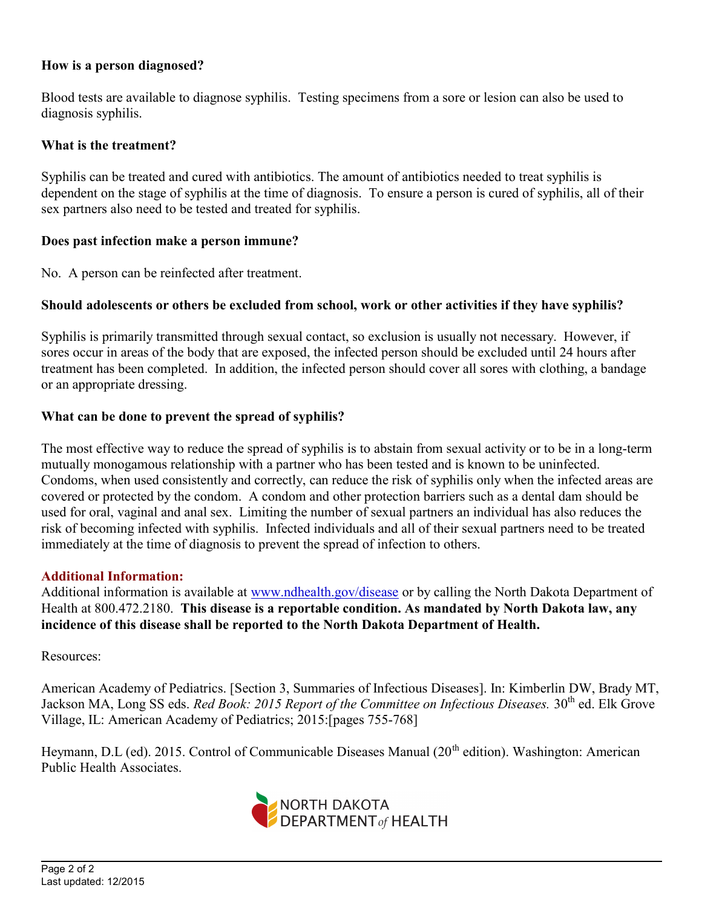**How is a person diagnosed?**

Blood tests are available to diagnose syphilis. Testing specimens from a sore or lesion can also be used to diagnosis syphilis.

**What is the treatment?**

Syphilis can be treated and cured with antibiotics. The amount of antibiotics needed to treat syphilis is dependent on the stage of syphilis at the time of diagnosis. To ensure a person is cured of syphilis, all of their sex partners also need to be tested and treated for syphilis.

**Does past infection make a person immune?**

No. A person can be reinfected after treatment.

**Should adolescents or others be excluded from school, work or other activities if they have syphilis?**

Syphilis is primarily transmitted through sexual contact, so exclusion is usually not necessary. However, if sores occur in areas of the body that are exposed, the infected person should be excluded until 24 hours after treatment has been completed. In addition, the infected person should cover all sores with clothing, a bandage or an appropriate dressing.

**What can be done to prevent the spread of syphilis?**

The most effective way to reduce the spread of syphilis is to abstain from sexual activity or to be in a long-term mutually monogamous relationship with a partner who has been tested and is known to be uninfected. Condoms, when used consistently and correctly, can reduce the risk of syphilis only when the infected areas are covered or protected by the condom. A condom and other protection barriers such as a dental dam should be used for oral, vaginal and anal sex. Limiting the number of sexual partners an individual has also reduces the risk of becoming infected with syphilis. Infected individuals and all of their sexual partners need to be treated immediately at the time of diagnosis to prevent the spread of infection to others.

**Additional Information:**

Additional information is available at www.ndhealth.gov/disease or by calling the North Dakota Department of Health at 800.472.2180. **This disease is a reportable condition. As mandated by North Dakota law, any incidence of this disease shall be reported to the North Dakota Department of Health.**

Resources:

American Academy of Pediatrics. [Section 3, Summaries of Infectious Diseases]. In: Kimberlin DW, Brady MT, Jackson MA, Long SS eds. *Red Book: 2015 Report of the Committee on Infectious Diseases.* 30th ed. Elk Grove Village, IL: American Academy of Pediatrics; 2015:[pages 755-768]

Heymann, D.L (ed). 2015. Control of Communicable Diseases Manual (20th edition). Washington: American Public Health Associates.

NORTH DAKOTA DEPARTMENT of HEALTH

Last updated: 12/2015